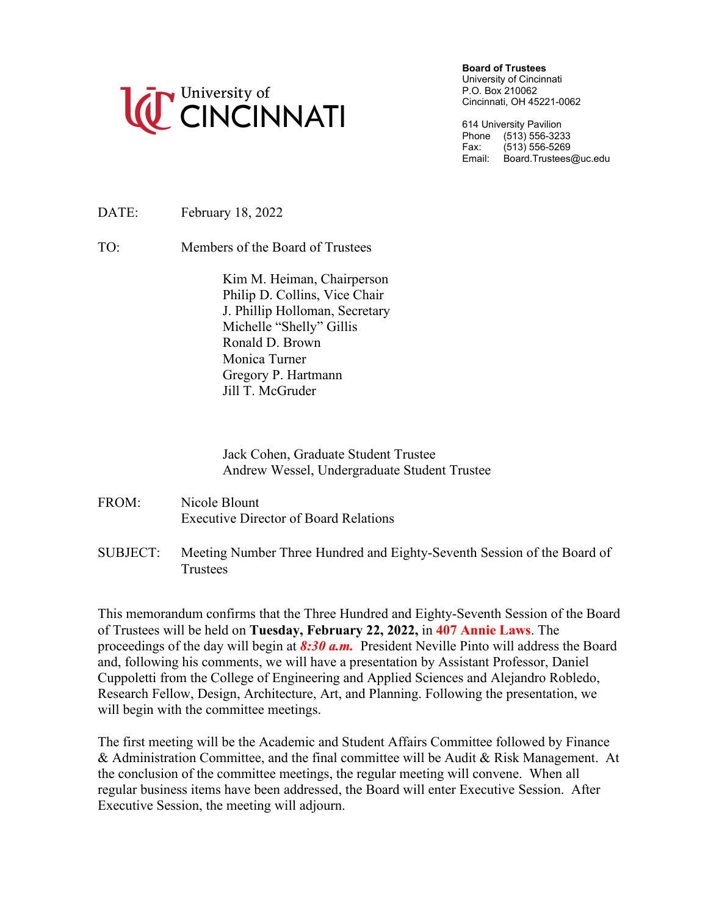University of CINCINNATI

**Board of Trustees**
University of Cincinnati
P.O. Box 210062
Cincinnati, OH 45221-0062

614 University Pavilion
Phone (513) 556-3233
Fax: (513) 556-5269
Email: Board.Trustees@uc.edu

DATE: February 18, 2022

TO: Members of the Board of Trustees

Kim M. Heiman, Chairperson
Philip D. Collins, Vice Chair
J. Phillip Holloman, Secretary
Michelle "Shelly" Gillis
Ronald D. Brown
Monica Turner
Gregory P. Hartmann
Jill T. McGruder

Jack Cohen, Graduate Student Trustee
Andrew Wessel, Undergraduate Student Trustee

FROM: Nicole Blount
Executive Director of Board Relations

SUBJECT: Meeting Number Three Hundred and Eighty-Seventh Session of the Board of Trustees

This memorandum confirms that the Three Hundred and Eighty-Seventh Session of the Board of Trustees will be held on **Tuesday, February 22, 2022,** in **407 Annie Laws**. The proceedings of the day will begin at ***8:30 a.m.*** President Neville Pinto will address the Board and, following his comments, we will have a presentation by Assistant Professor, Daniel Cuppoletti from the College of Engineering and Applied Sciences and Alejandro Robledo, Research Fellow, Design, Architecture, Art, and Planning. Following the presentation, we will begin with the committee meetings.

The first meeting will be the Academic and Student Affairs Committee followed by Finance & Administration Committee, and the final committee will be Audit & Risk Management. At the conclusion of the committee meetings, the regular meeting will convene. When all regular business items have been addressed, the Board will enter Executive Session. After Executive Session, the meeting will adjourn.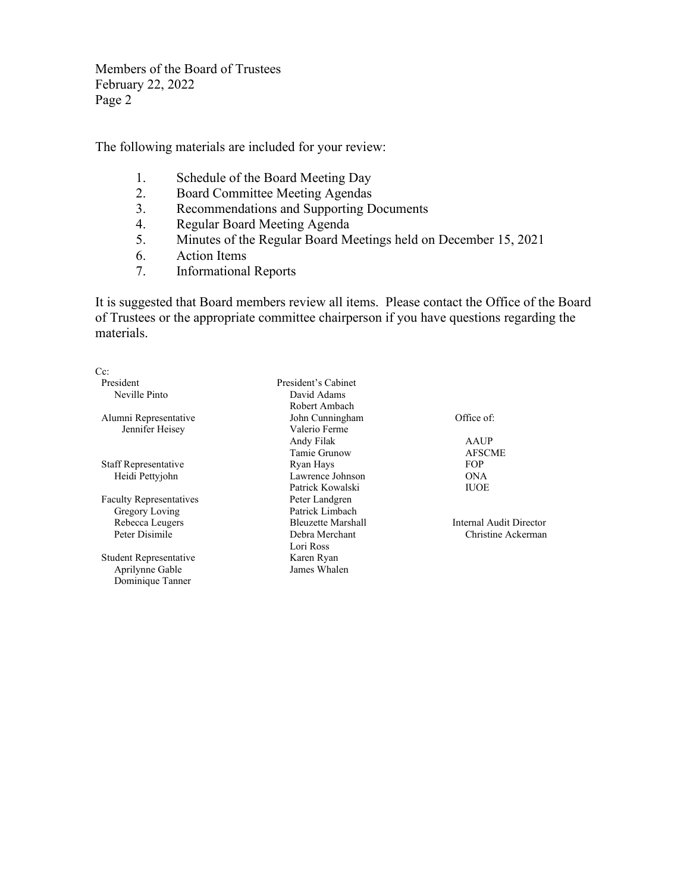Members of the Board of Trustees
February 22, 2022
Page 2

The following materials are included for your review:

1. Schedule of the Board Meeting Day
2. Board Committee Meeting Agendas
3. Recommendations and Supporting Documents
4. Regular Board Meeting Agenda
5. Minutes of the Regular Board Meetings held on December 15, 2021
6. Action Items
7. Informational Reports

It is suggested that Board members review all items. Please contact the Office of the Board of Trustees or the appropriate committee chairperson if you have questions regarding the materials.

Cc:

President
Neville Pinto

Alumni Representative
Jennifer Heisey

Staff Representative
Heidi Pettyjohn

Faculty Representatives
Gregory Loving
Rebecca Leugers
Peter Disimile

Student Representative
Aprilynne Gable
Dominique Tanner

President's Cabinet
David Adams
Robert Ambach
John Cunningham
Valerio Ferme
Andy Filak
Tamie Grunow
Ryan Hays
Lawrence Johnson
Patrick Kowalski
Peter Landgren
Patrick Limbach
Bleuzette Marshall
Debra Merchant
Lori Ross
Karen Ryan
James Whalen

Office of:
AAUP
AFSCME
FOP
ONA
IUOE

Internal Audit Director
Christine Ackerman